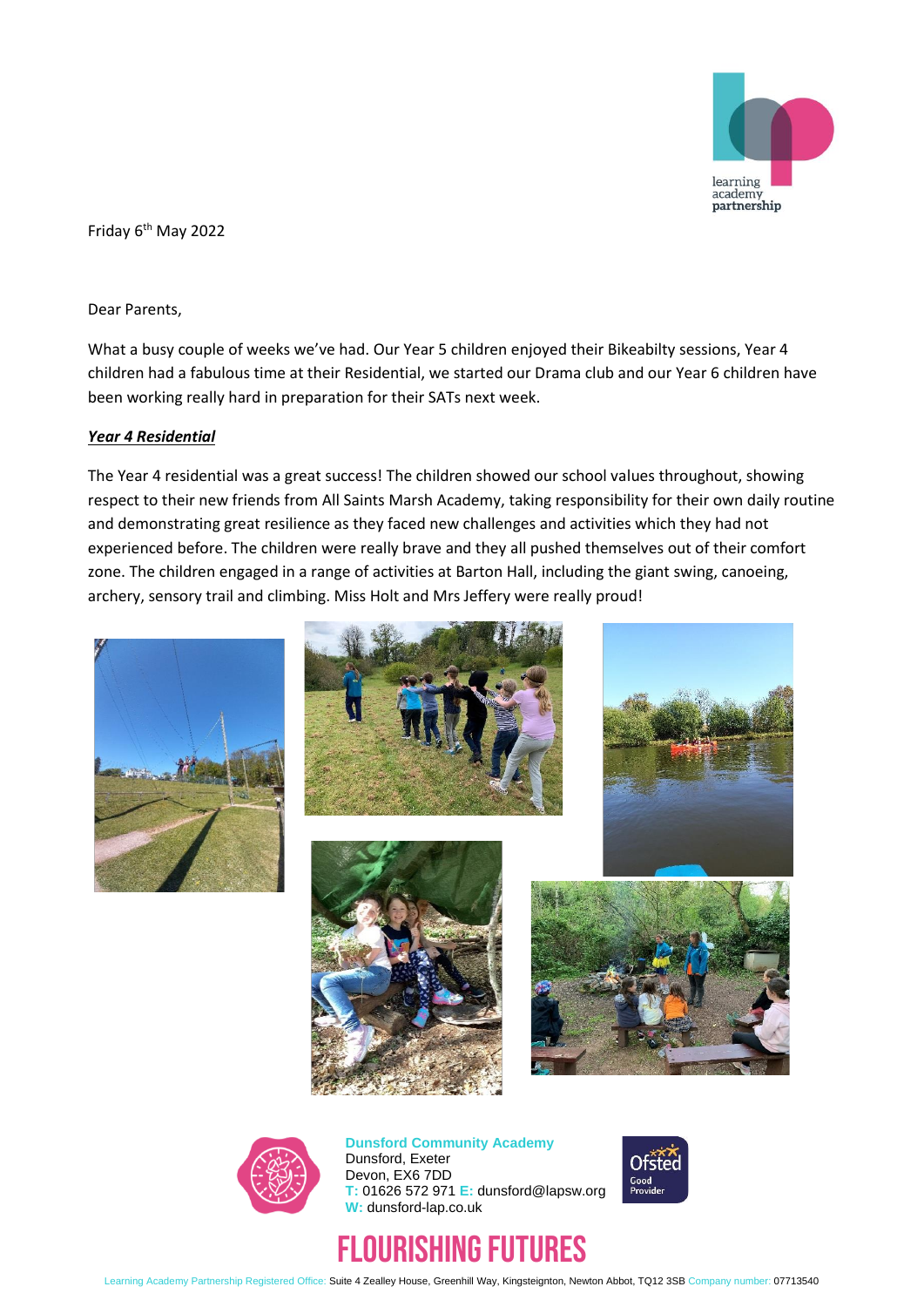Friday 6th May 2022

Dear Parents,

What a busy couple of weeks we've had. Our Year 5 children enjoyed their Bikeabilty sessions, Year 4 children had a fabulous time at their Residential, we started our Drama club and our Year 6 children have been working really hard in preparation for their SATs next week.

***Year 4 Residential***

The Year 4 residential was a great success! The children showed our school values throughout, showing respect to their new friends from All Saints Marsh Academy, taking responsibility for their own daily routine and demonstrating great resilience as they faced new challenges and activities which they had not experienced before. The children were really brave and they all pushed themselves out of their comfort zone. The children engaged in a range of activities at Barton Hall, including the giant swing, canoeing, archery, sensory trail and climbing. Miss Holt and Mrs Jeffery were really proud!

**Dunsford Community Academy**
Dunsford, Exeter
Devon, EX6 7DD
T: 01626 572 971 E: dunsford@lapsw.org
W: dunsford-lap.co.uk

FLOURISHING FUTURES

Learning Academy Partnership Registered Office: Suite 4 Zealley House, Greenhill Way, Kingsteignton, Newton Abbot, TQ12 3SB Company number: 07713540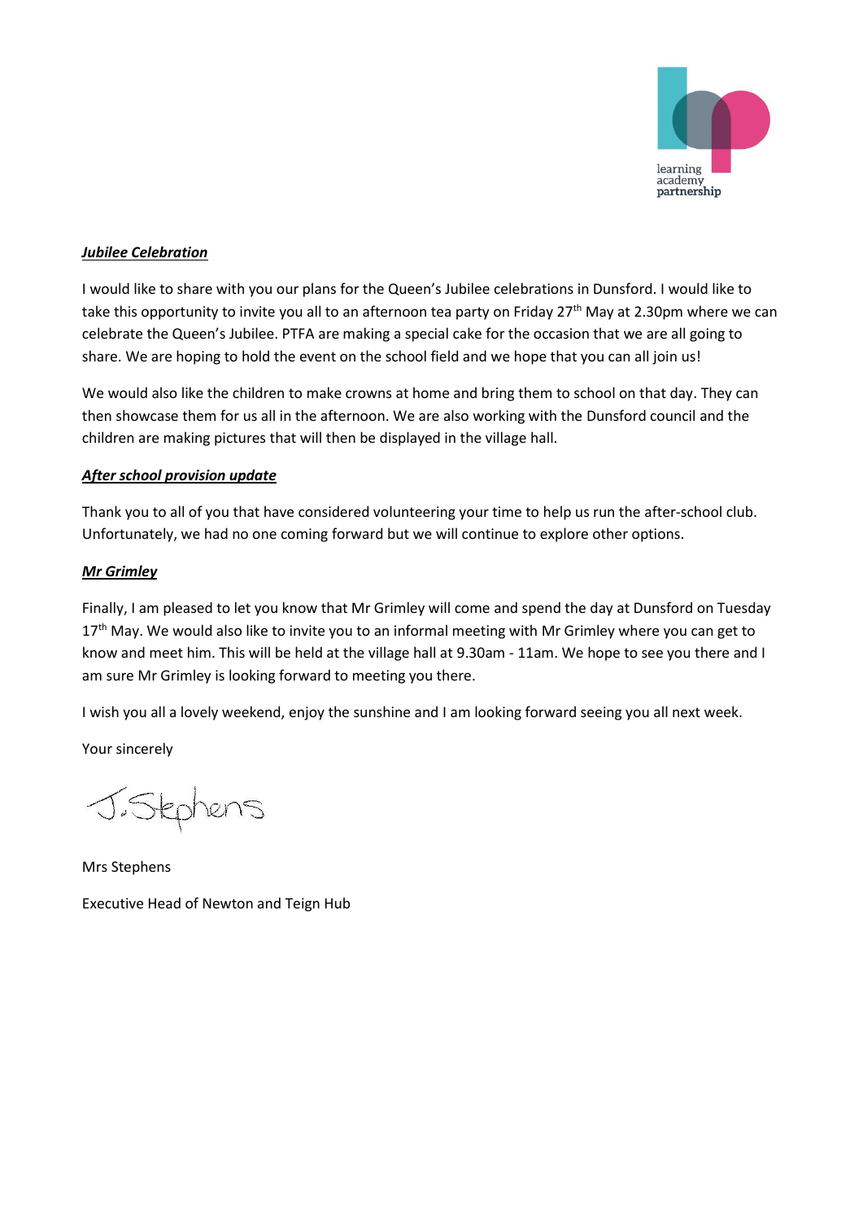learning academy partnership

***Jubilee Celebration***

I would like to share with you our plans for the Queen's Jubilee celebrations in Dunsford. I would like to take this opportunity to invite you all to an afternoon tea party on Friday 27th May at 2.30pm where we can celebrate the Queen's Jubilee. PTFA are making a special cake for the occasion that we are all going to share. We are hoping to hold the event on the school field and we hope that you can all join us!

We would also like the children to make crowns at home and bring them to school on that day. They can then showcase them for us all in the afternoon. We are also working with the Dunsford council and the children are making pictures that will then be displayed in the village hall.

***After school provision update***

Thank you to all of you that have considered volunteering your time to help us run the after-school club. Unfortunately, we had no one coming forward but we will continue to explore other options.

***Mr Grimley***

Finally, I am pleased to let you know that Mr Grimley will come and spend the day at Dunsford on Tuesday 17th May. We would also like to invite you to an informal meeting with Mr Grimley where you can get to know and meet him. This will be held at the village hall at 9.30am - 11am. We hope to see you there and I am sure Mr Grimley is looking forward to meeting you there.

I wish you all a lovely weekend, enjoy the sunshine and I am looking forward seeing you all next week.

Your sincerely

J.Stephens

Mrs Stephens

Executive Head of Newton and Teign Hub